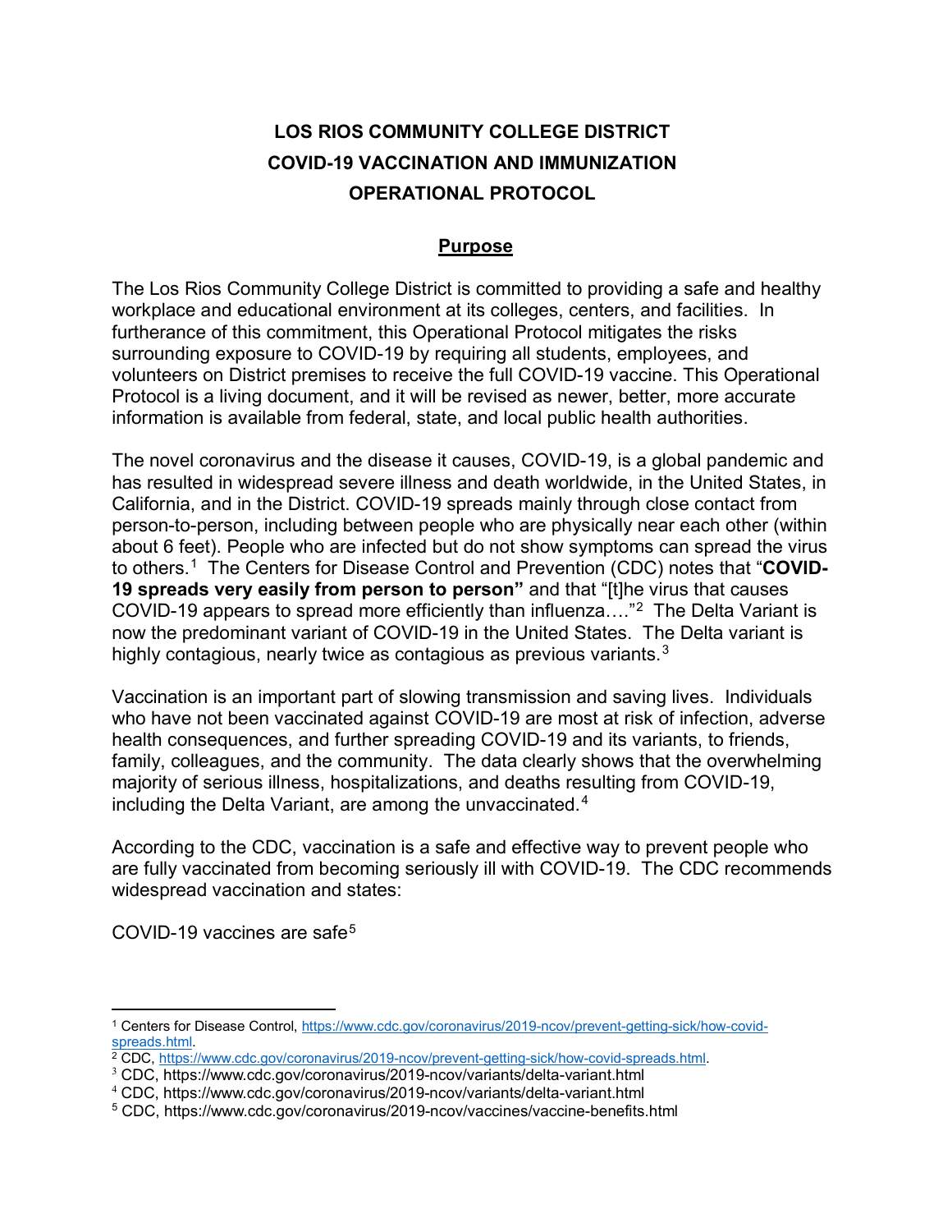# LOS RIOS COMMUNITY COLLEGE DISTRICT
# COVID-19 VACCINATION AND IMMUNIZATION OPERATIONAL PROTOCOL

## Purpose

The Los Rios Community College District is committed to providing a safe and healthy workplace and educational environment at its colleges, centers, and facilities. In furtherance of this commitment, this Operational Protocol mitigates the risks surrounding exposure to COVID-19 by requiring all students, employees, and volunteers on District premises to receive the full COVID-19 vaccine. This Operational Protocol is a living document, and it will be revised as newer, better, more accurate information is available from federal, state, and local public health authorities.

The novel coronavirus and the disease it causes, COVID-19, is a global pandemic and has resulted in widespread severe illness and death worldwide, in the United States, in California, and in the District. COVID-19 spreads mainly through close contact from person-to-person, including between people who are physically near each other (within about 6 feet). People who are infected but do not show symptoms can spread the virus to others.[1] The Centers for Disease Control and Prevention (CDC) notes that "**COVID-19 spreads very easily from person to person"** and that "[t]he virus that causes COVID-19 appears to spread more efficiently than influenza…."[2] The Delta Variant is now the predominant variant of COVID-19 in the United States. The Delta variant is highly contagious, nearly twice as contagious as previous variants.[3]

Vaccination is an important part of slowing transmission and saving lives. Individuals who have not been vaccinated against COVID-19 are most at risk of infection, adverse health consequences, and further spreading COVID-19 and its variants, to friends, family, colleagues, and the community. The data clearly shows that the overwhelming majority of serious illness, hospitalizations, and deaths resulting from COVID-19, including the Delta Variant, are among the unvaccinated.[4]

According to the CDC, vaccination is a safe and effective way to prevent people who are fully vaccinated from becoming seriously ill with COVID-19. The CDC recommends widespread vaccination and states:

COVID-19 vaccines are safe[5]

---

[1] Centers for Disease Control, https://www.cdc.gov/coronavirus/2019-ncov/prevent-getting-sick/how-covid-spreads.html.

[2] CDC, https://www.cdc.gov/coronavirus/2019-ncov/prevent-getting-sick/how-covid-spreads.html.

[3] CDC, https://www.cdc.gov/coronavirus/2019-ncov/variants/delta-variant.html

[4] CDC, https://www.cdc.gov/coronavirus/2019-ncov/variants/delta-variant.html

[5] CDC, https://www.cdc.gov/coronavirus/2019-ncov/vaccines/vaccine-benefits.html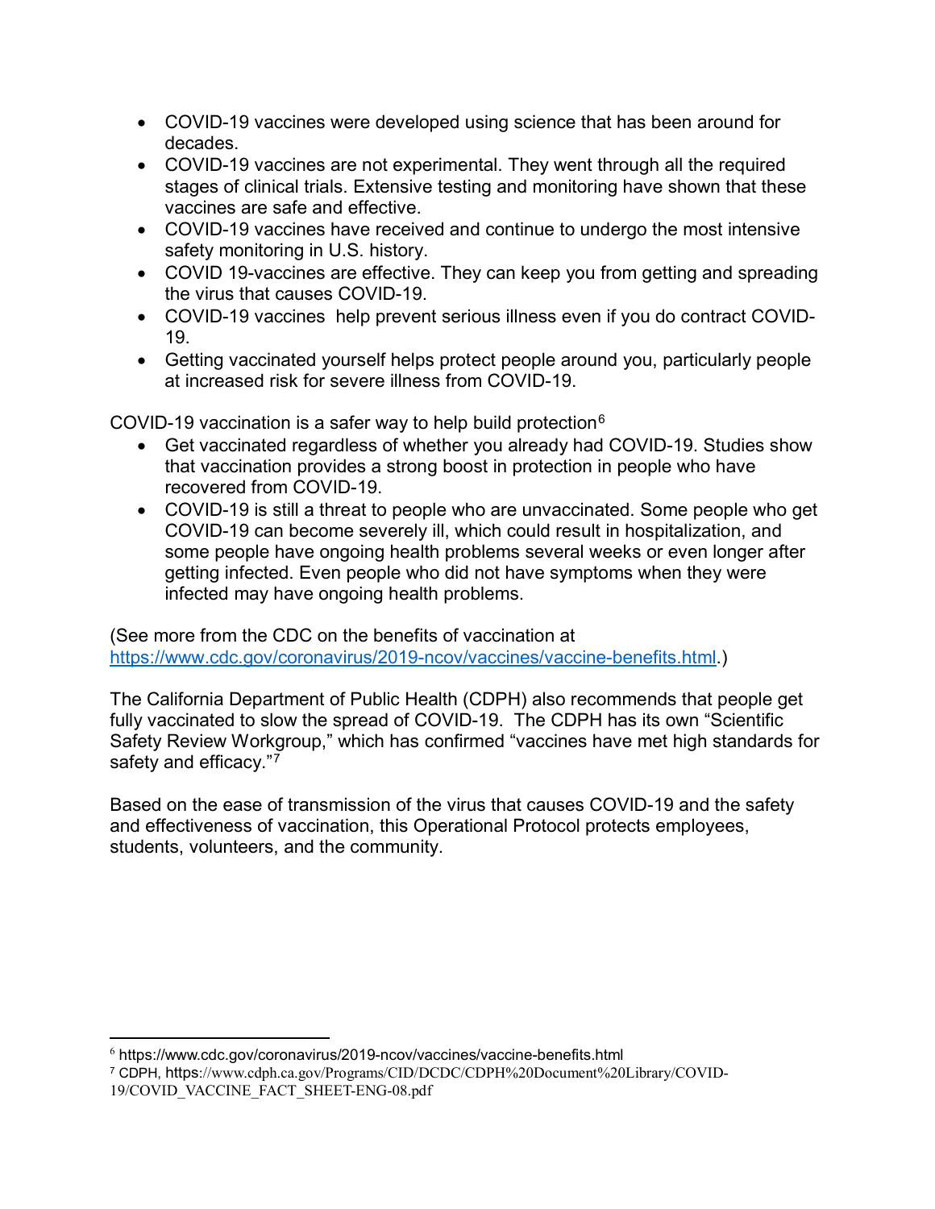- COVID-19 vaccines were developed using science that has been around for decades.
- COVID-19 vaccines are not experimental. They went through all the required stages of clinical trials. Extensive testing and monitoring have shown that these vaccines are safe and effective.
- COVID-19 vaccines have received and continue to undergo the most intensive safety monitoring in U.S. history.
- COVID 19-vaccines are effective. They can keep you from getting and spreading the virus that causes COVID-19.
- COVID-19 vaccines help prevent serious illness even if you do contract COVID-19.
- Getting vaccinated yourself helps protect people around you, particularly people at increased risk for severe illness from COVID-19.

COVID-19 vaccination is a safer way to help build protection[6]

- Get vaccinated regardless of whether you already had COVID-19. Studies show that vaccination provides a strong boost in protection in people who have recovered from COVID-19.
- COVID-19 is still a threat to people who are unvaccinated. Some people who get COVID-19 can become severely ill, which could result in hospitalization, and some people have ongoing health problems several weeks or even longer after getting infected. Even people who did not have symptoms when they were infected may have ongoing health problems.

(See more from the CDC on the benefits of vaccination at [https://www.cdc.gov/coronavirus/2019-ncov/vaccines/vaccine-benefits.html](https://www.cdc.gov/coronavirus/2019-ncov/vaccines/vaccine-benefits.html).)

The California Department of Public Health (CDPH) also recommends that people get fully vaccinated to slow the spread of COVID-19. The CDPH has its own "Scientific Safety Review Workgroup," which has confirmed "vaccines have met high standards for safety and efficacy."[7]

Based on the ease of transmission of the virus that causes COVID-19 and the safety and effectiveness of vaccination, this Operational Protocol protects employees, students, volunteers, and the community.

---

[6] https://www.cdc.gov/coronavirus/2019-ncov/vaccines/vaccine-benefits.html

[7] CDPH, https://www.cdph.ca.gov/Programs/CID/DCDC/CDPH%20Document%20Library/COVID-19/COVID_VACCINE_FACT_SHEET-ENG-08.pdf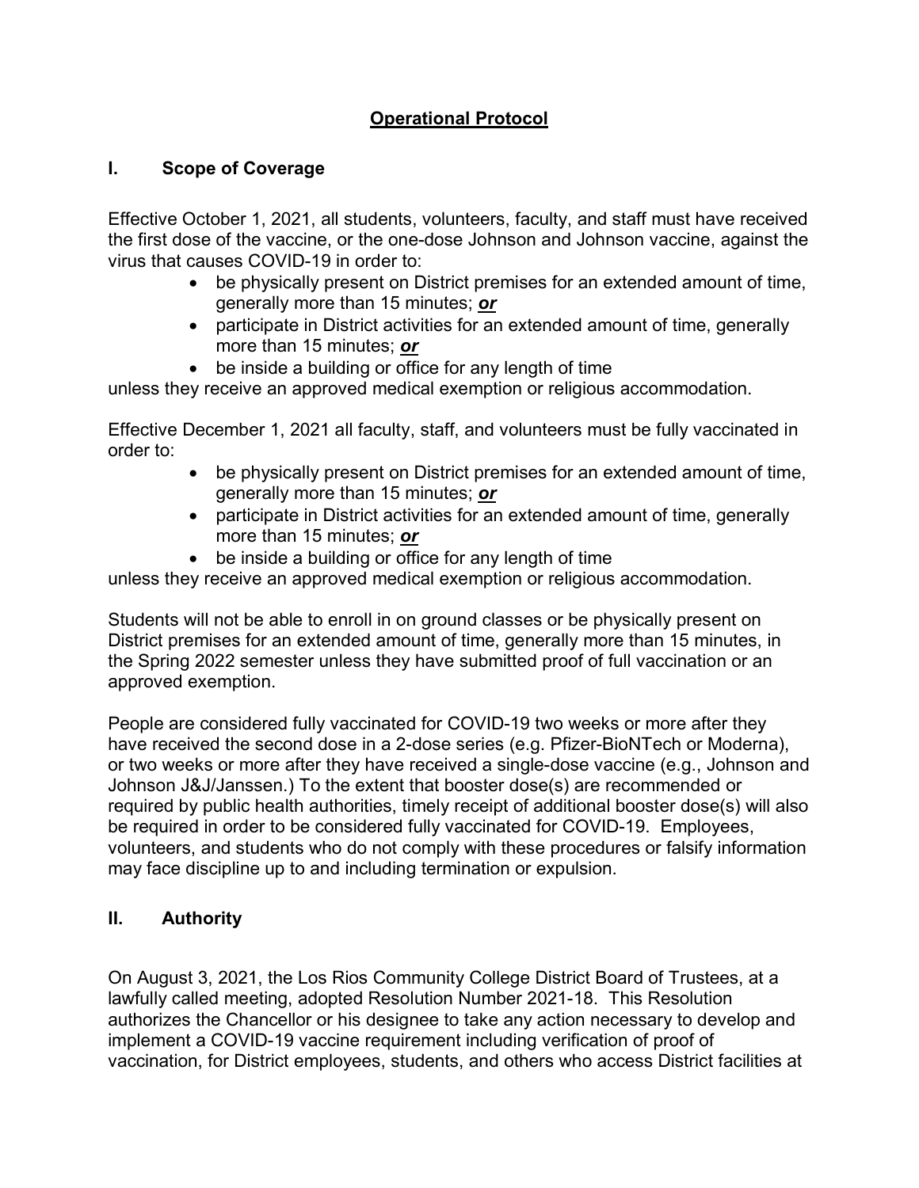## Operational Protocol

### I. Scope of Coverage

Effective October 1, 2021, all students, volunteers, faculty, and staff must have received the first dose of the vaccine, or the one-dose Johnson and Johnson vaccine, against the virus that causes COVID-19 in order to:

- be physically present on District premises for an extended amount of time, generally more than 15 minutes; ***or***
- participate in District activities for an extended amount of time, generally more than 15 minutes; ***or***
- be inside a building or office for any length of time

unless they receive an approved medical exemption or religious accommodation.

Effective December 1, 2021 all faculty, staff, and volunteers must be fully vaccinated in order to:

- be physically present on District premises for an extended amount of time, generally more than 15 minutes; ***or***
- participate in District activities for an extended amount of time, generally more than 15 minutes; ***or***
- be inside a building or office for any length of time

unless they receive an approved medical exemption or religious accommodation.

Students will not be able to enroll in on ground classes or be physically present on District premises for an extended amount of time, generally more than 15 minutes, in the Spring 2022 semester unless they have submitted proof of full vaccination or an approved exemption.

People are considered fully vaccinated for COVID-19 two weeks or more after they have received the second dose in a 2-dose series (e.g. Pfizer-BioNTech or Moderna), or two weeks or more after they have received a single-dose vaccine (e.g., Johnson and Johnson J&J/Janssen.) To the extent that booster dose(s) are recommended or required by public health authorities, timely receipt of additional booster dose(s) will also be required in order to be considered fully vaccinated for COVID-19. Employees, volunteers, and students who do not comply with these procedures or falsify information may face discipline up to and including termination or expulsion.

### II. Authority

On August 3, 2021, the Los Rios Community College District Board of Trustees, at a lawfully called meeting, adopted Resolution Number 2021-18. This Resolution authorizes the Chancellor or his designee to take any action necessary to develop and implement a COVID-19 vaccine requirement including verification of proof of vaccination, for District employees, students, and others who access District facilities at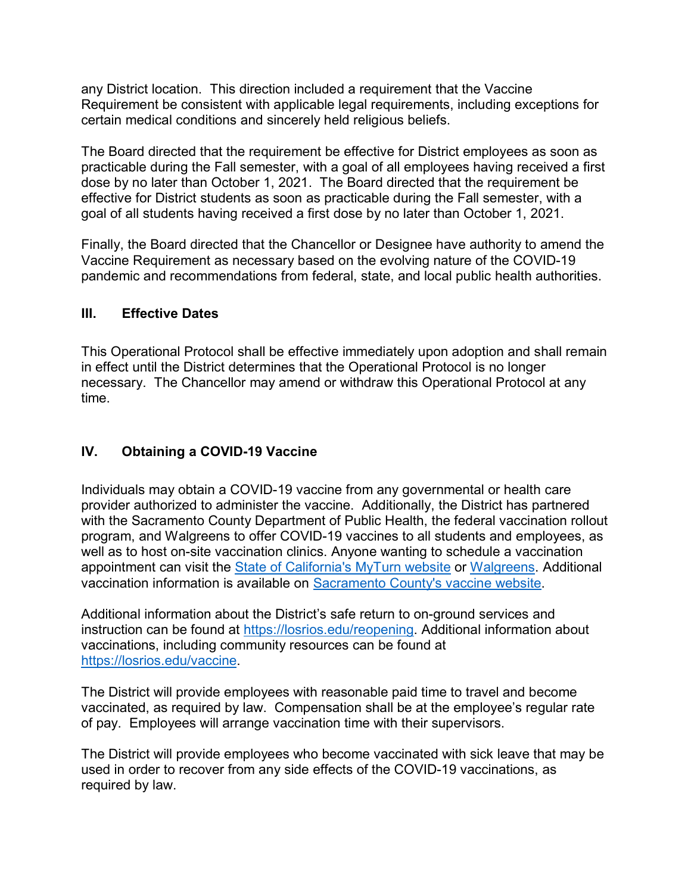any District location. This direction included a requirement that the Vaccine Requirement be consistent with applicable legal requirements, including exceptions for certain medical conditions and sincerely held religious beliefs.

The Board directed that the requirement be effective for District employees as soon as practicable during the Fall semester, with a goal of all employees having received a first dose by no later than October 1, 2021. The Board directed that the requirement be effective for District students as soon as practicable during the Fall semester, with a goal of all students having received a first dose by no later than October 1, 2021.

Finally, the Board directed that the Chancellor or Designee have authority to amend the Vaccine Requirement as necessary based on the evolving nature of the COVID-19 pandemic and recommendations from federal, state, and local public health authorities.

## III. Effective Dates

This Operational Protocol shall be effective immediately upon adoption and shall remain in effect until the District determines that the Operational Protocol is no longer necessary. The Chancellor may amend or withdraw this Operational Protocol at any time.

## IV. Obtaining a COVID-19 Vaccine

Individuals may obtain a COVID-19 vaccine from any governmental or health care provider authorized to administer the vaccine. Additionally, the District has partnered with the Sacramento County Department of Public Health, the federal vaccination rollout program, and Walgreens to offer COVID-19 vaccines to all students and employees, as well as to host on-site vaccination clinics. Anyone wanting to schedule a vaccination appointment can visit the State of California's MyTurn website or Walgreens. Additional vaccination information is available on Sacramento County's vaccine website.

Additional information about the District's safe return to on-ground services and instruction can be found at https://losrios.edu/reopening. Additional information about vaccinations, including community resources can be found at https://losrios.edu/vaccine.

The District will provide employees with reasonable paid time to travel and become vaccinated, as required by law. Compensation shall be at the employee's regular rate of pay. Employees will arrange vaccination time with their supervisors.

The District will provide employees who become vaccinated with sick leave that may be used in order to recover from any side effects of the COVID-19 vaccinations, as required by law.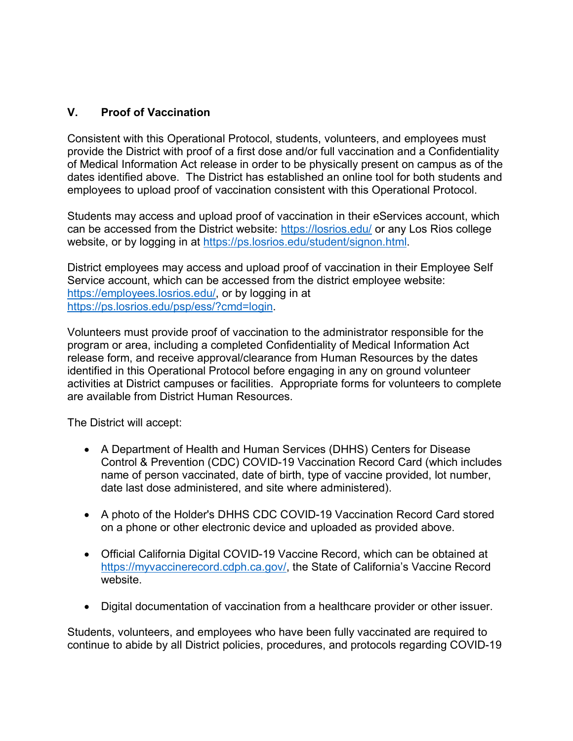## V. Proof of Vaccination

Consistent with this Operational Protocol, students, volunteers, and employees must provide the District with proof of a first dose and/or full vaccination and a Confidentiality of Medical Information Act release in order to be physically present on campus as of the dates identified above. The District has established an online tool for both students and employees to upload proof of vaccination consistent with this Operational Protocol.

Students may access and upload proof of vaccination in their eServices account, which can be accessed from the District website: https://losrios.edu/ or any Los Rios college website, or by logging in at https://ps.losrios.edu/student/signon.html.

District employees may access and upload proof of vaccination in their Employee Self Service account, which can be accessed from the district employee website: https://employees.losrios.edu/, or by logging in at https://ps.losrios.edu/psp/ess/?cmd=login.

Volunteers must provide proof of vaccination to the administrator responsible for the program or area, including a completed Confidentiality of Medical Information Act release form, and receive approval/clearance from Human Resources by the dates identified in this Operational Protocol before engaging in any on ground volunteer activities at District campuses or facilities. Appropriate forms for volunteers to complete are available from District Human Resources.

The District will accept:

- A Department of Health and Human Services (DHHS) Centers for Disease Control & Prevention (CDC) COVID-19 Vaccination Record Card (which includes name of person vaccinated, date of birth, type of vaccine provided, lot number, date last dose administered, and site where administered).

- A photo of the Holder's DHHS CDC COVID-19 Vaccination Record Card stored on a phone or other electronic device and uploaded as provided above.

- Official California Digital COVID-19 Vaccine Record, which can be obtained at https://myvaccinerecord.cdph.ca.gov/, the State of California's Vaccine Record website.

- Digital documentation of vaccination from a healthcare provider or other issuer.

Students, volunteers, and employees who have been fully vaccinated are required to continue to abide by all District policies, procedures, and protocols regarding COVID-19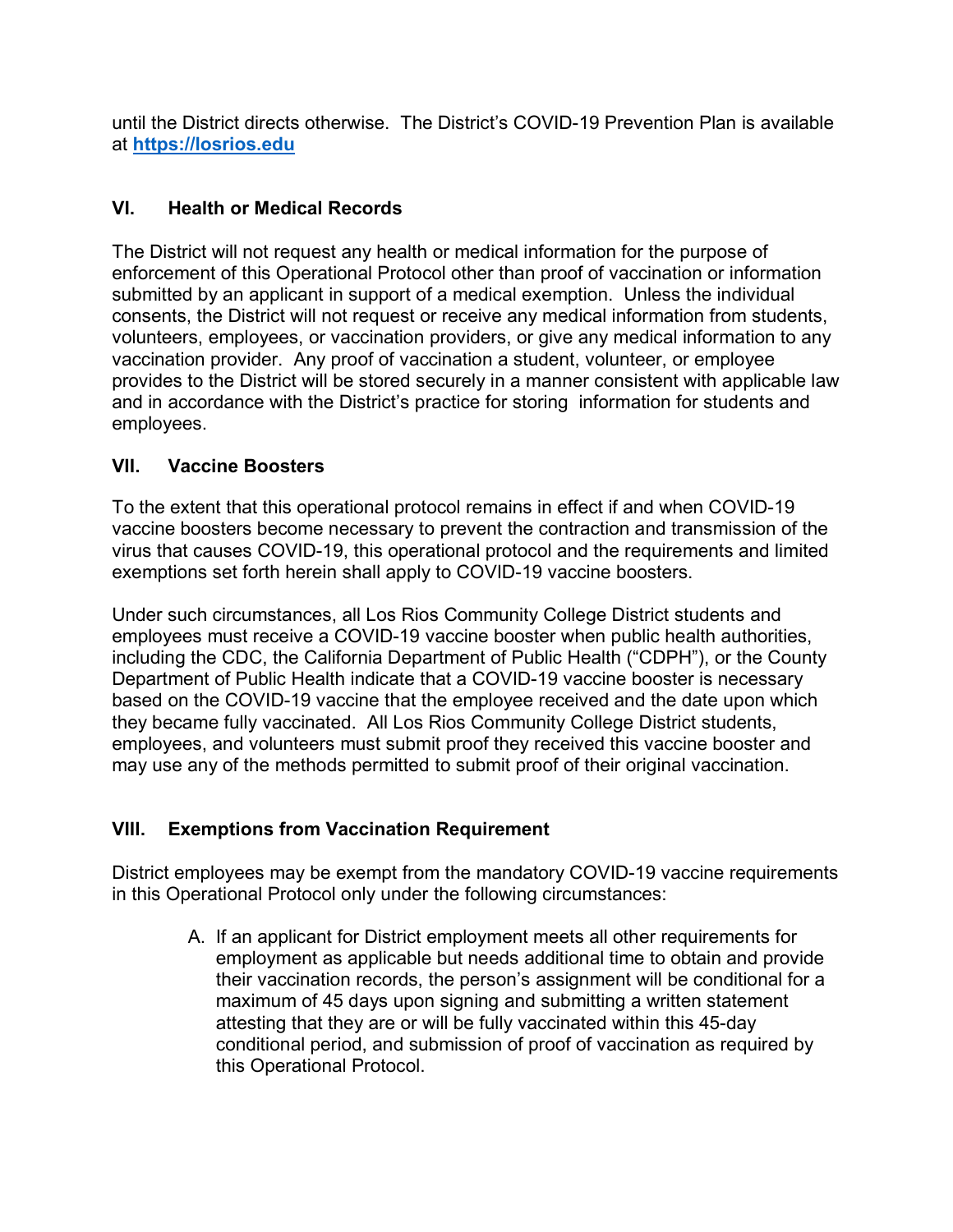until the District directs otherwise. The District's COVID-19 Prevention Plan is available at **[https://losrios.edu](https://losrios.edu)**

## VI. Health or Medical Records

The District will not request any health or medical information for the purpose of enforcement of this Operational Protocol other than proof of vaccination or information submitted by an applicant in support of a medical exemption. Unless the individual consents, the District will not request or receive any medical information from students, volunteers, employees, or vaccination providers, or give any medical information to any vaccination provider. Any proof of vaccination a student, volunteer, or employee provides to the District will be stored securely in a manner consistent with applicable law and in accordance with the District's practice for storing information for students and employees.

## VII. Vaccine Boosters

To the extent that this operational protocol remains in effect if and when COVID-19 vaccine boosters become necessary to prevent the contraction and transmission of the virus that causes COVID-19, this operational protocol and the requirements and limited exemptions set forth herein shall apply to COVID-19 vaccine boosters.

Under such circumstances, all Los Rios Community College District students and employees must receive a COVID-19 vaccine booster when public health authorities, including the CDC, the California Department of Public Health ("CDPH"), or the County Department of Public Health indicate that a COVID-19 vaccine booster is necessary based on the COVID-19 vaccine that the employee received and the date upon which they became fully vaccinated. All Los Rios Community College District students, employees, and volunteers must submit proof they received this vaccine booster and may use any of the methods permitted to submit proof of their original vaccination.

## VIII. Exemptions from Vaccination Requirement

District employees may be exempt from the mandatory COVID-19 vaccine requirements in this Operational Protocol only under the following circumstances:

A. If an applicant for District employment meets all other requirements for employment as applicable but needs additional time to obtain and provide their vaccination records, the person's assignment will be conditional for a maximum of 45 days upon signing and submitting a written statement attesting that they are or will be fully vaccinated within this 45-day conditional period, and submission of proof of vaccination as required by this Operational Protocol.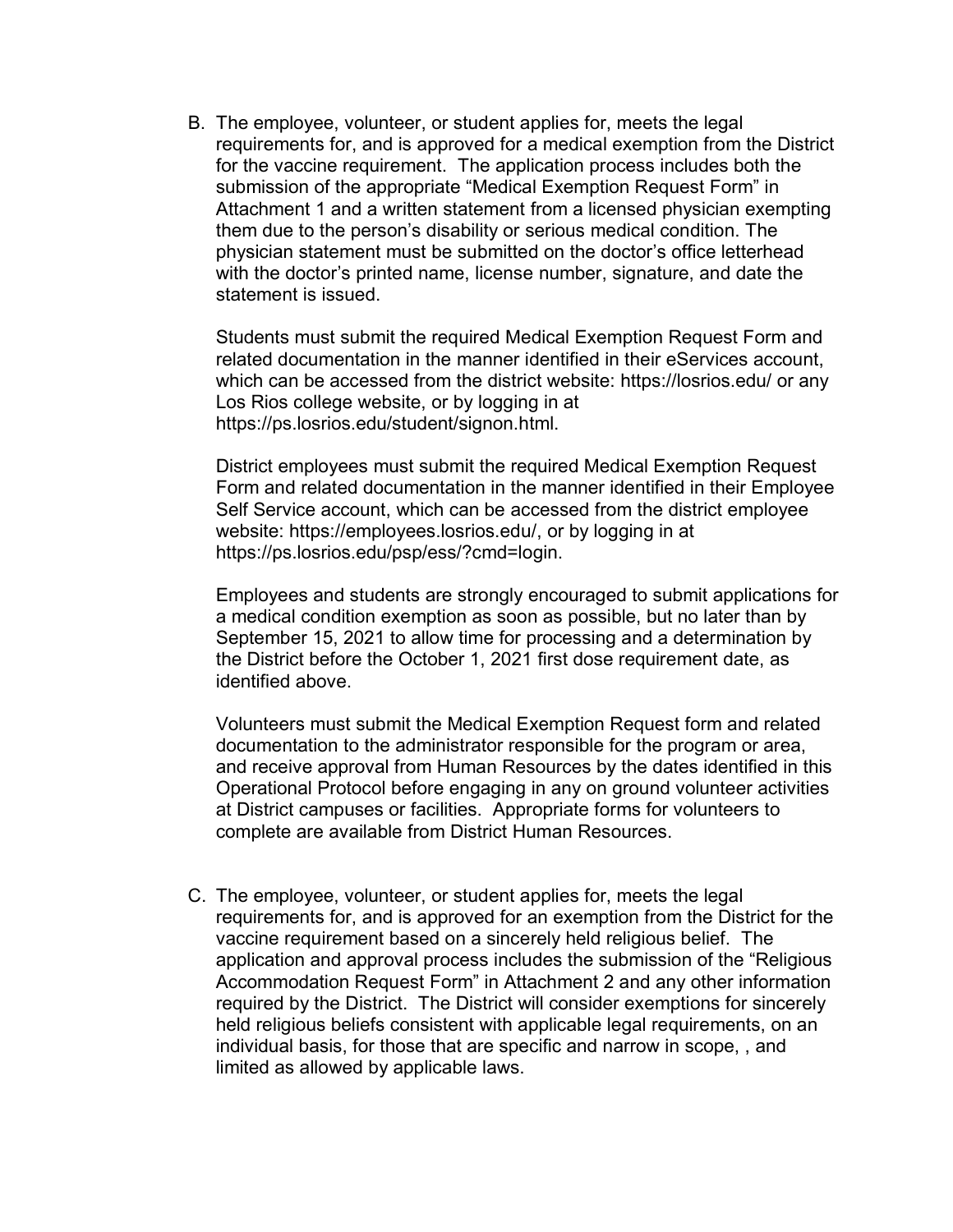B. The employee, volunteer, or student applies for, meets the legal requirements for, and is approved for a medical exemption from the District for the vaccine requirement. The application process includes both the submission of the appropriate "Medical Exemption Request Form" in Attachment 1 and a written statement from a licensed physician exempting them due to the person's disability or serious medical condition. The physician statement must be submitted on the doctor's office letterhead with the doctor's printed name, license number, signature, and date the statement is issued.

   Students must submit the required Medical Exemption Request Form and related documentation in the manner identified in their eServices account, which can be accessed from the district website: https://losrios.edu/ or any Los Rios college website, or by logging in at https://ps.losrios.edu/student/signon.html.

   District employees must submit the required Medical Exemption Request Form and related documentation in the manner identified in their Employee Self Service account, which can be accessed from the district employee website: https://employees.losrios.edu/, or by logging in at https://ps.losrios.edu/psp/ess/?cmd=login.

   Employees and students are strongly encouraged to submit applications for a medical condition exemption as soon as possible, but no later than by September 15, 2021 to allow time for processing and a determination by the District before the October 1, 2021 first dose requirement date, as identified above.

   Volunteers must submit the Medical Exemption Request form and related documentation to the administrator responsible for the program or area, and receive approval from Human Resources by the dates identified in this Operational Protocol before engaging in any on ground volunteer activities at District campuses or facilities. Appropriate forms for volunteers to complete are available from District Human Resources.

C. The employee, volunteer, or student applies for, meets the legal requirements for, and is approved for an exemption from the District for the vaccine requirement based on a sincerely held religious belief. The application and approval process includes the submission of the "Religious Accommodation Request Form" in Attachment 2 and any other information required by the District. The District will consider exemptions for sincerely held religious beliefs consistent with applicable legal requirements, on an individual basis, for those that are specific and narrow in scope, , and limited as allowed by applicable laws.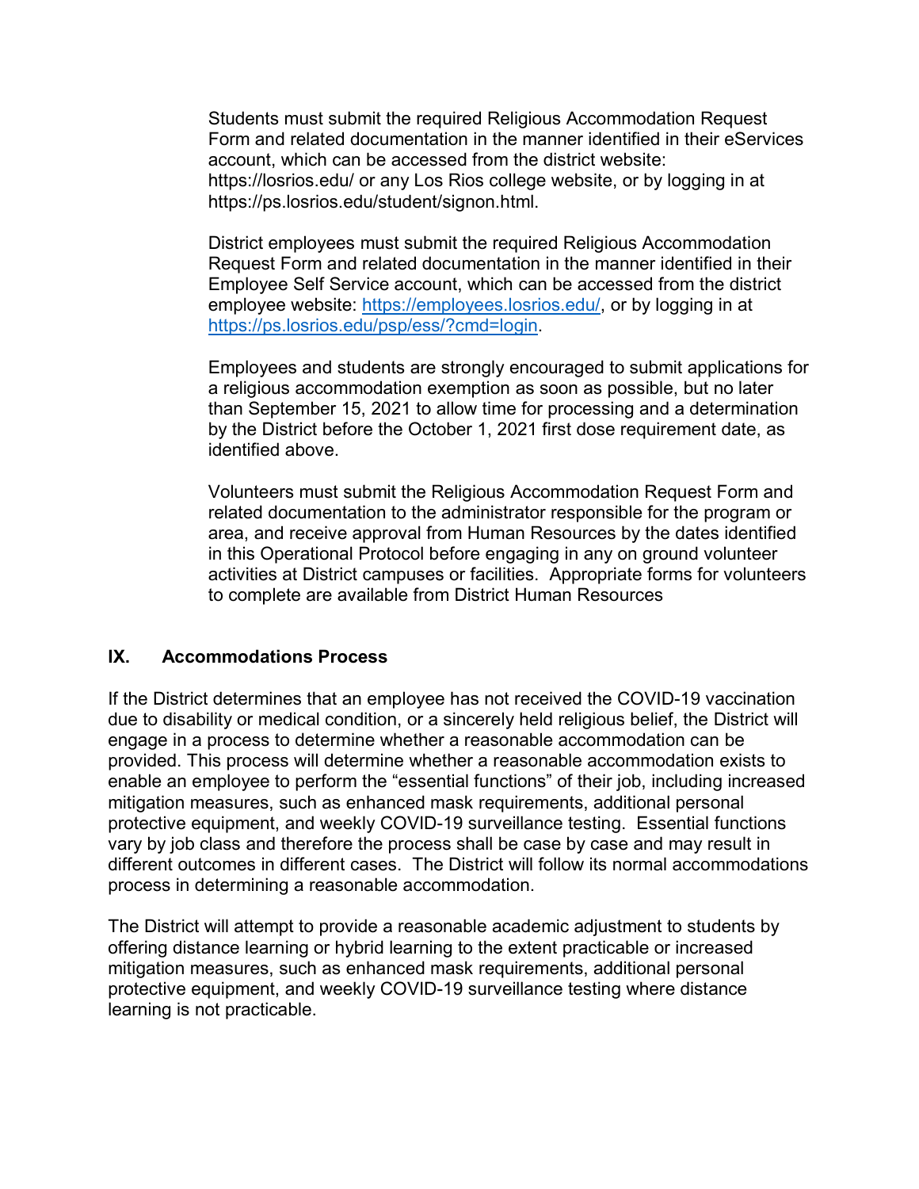Students must submit the required Religious Accommodation Request Form and related documentation in the manner identified in their eServices account, which can be accessed from the district website: https://losrios.edu/ or any Los Rios college website, or by logging in at https://ps.losrios.edu/student/signon.html.

District employees must submit the required Religious Accommodation Request Form and related documentation in the manner identified in their Employee Self Service account, which can be accessed from the district employee website: [https://employees.losrios.edu/](https://employees.losrios.edu/), or by logging in at [https://ps.losrios.edu/psp/ess/?cmd=login](https://ps.losrios.edu/psp/ess/?cmd=login).

Employees and students are strongly encouraged to submit applications for a religious accommodation exemption as soon as possible, but no later than September 15, 2021 to allow time for processing and a determination by the District before the October 1, 2021 first dose requirement date, as identified above.

Volunteers must submit the Religious Accommodation Request Form and related documentation to the administrator responsible for the program or area, and receive approval from Human Resources by the dates identified in this Operational Protocol before engaging in any on ground volunteer activities at District campuses or facilities. Appropriate forms for volunteers to complete are available from District Human Resources

## IX. Accommodations Process

If the District determines that an employee has not received the COVID-19 vaccination due to disability or medical condition, or a sincerely held religious belief, the District will engage in a process to determine whether a reasonable accommodation can be provided. This process will determine whether a reasonable accommodation exists to enable an employee to perform the "essential functions" of their job, including increased mitigation measures, such as enhanced mask requirements, additional personal protective equipment, and weekly COVID-19 surveillance testing. Essential functions vary by job class and therefore the process shall be case by case and may result in different outcomes in different cases. The District will follow its normal accommodations process in determining a reasonable accommodation.

The District will attempt to provide a reasonable academic adjustment to students by offering distance learning or hybrid learning to the extent practicable or increased mitigation measures, such as enhanced mask requirements, additional personal protective equipment, and weekly COVID-19 surveillance testing where distance learning is not practicable.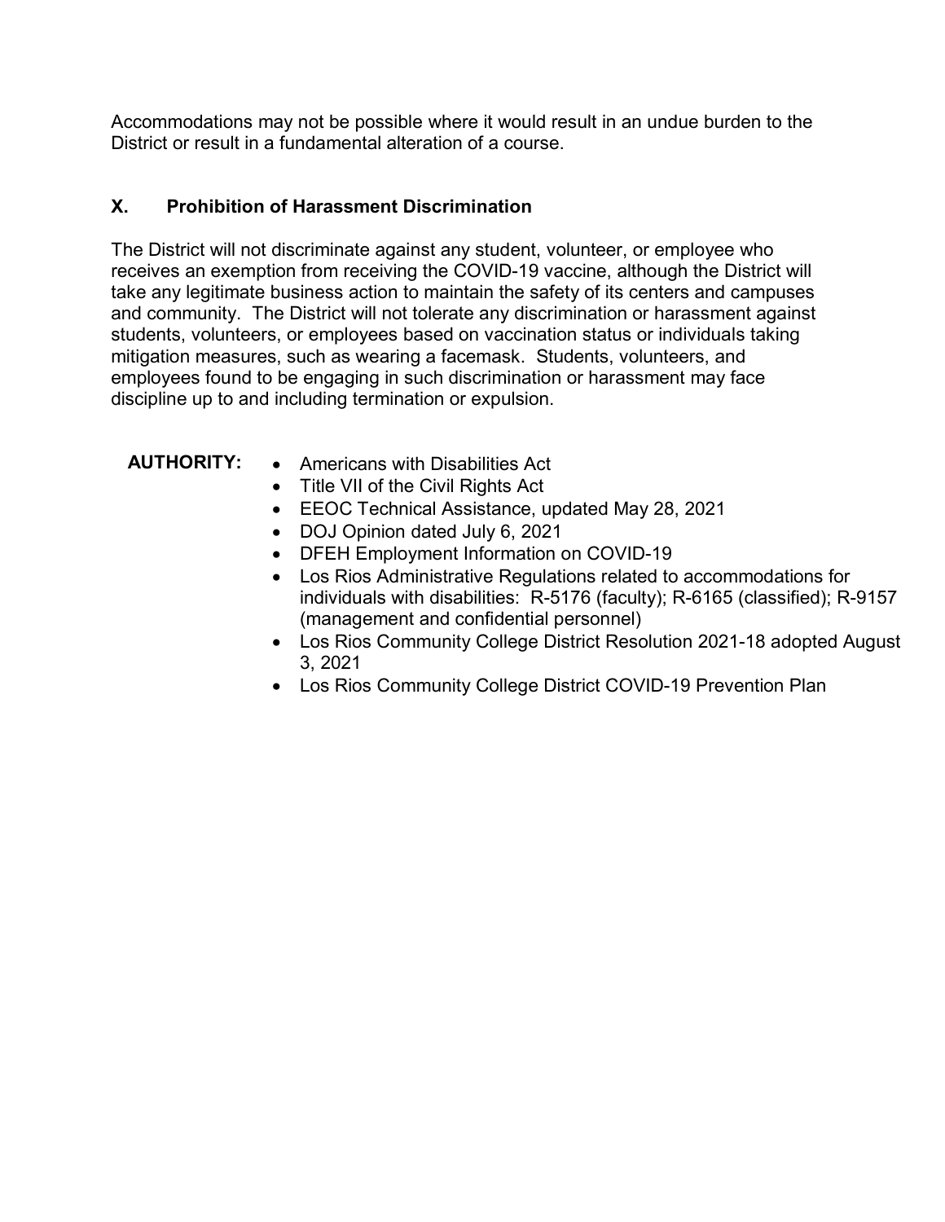Accommodations may not be possible where it would result in an undue burden to the District or result in a fundamental alteration of a course.

## X. Prohibition of Harassment Discrimination

The District will not discriminate against any student, volunteer, or employee who receives an exemption from receiving the COVID-19 vaccine, although the District will take any legitimate business action to maintain the safety of its centers and campuses and community. The District will not tolerate any discrimination or harassment against students, volunteers, or employees based on vaccination status or individuals taking mitigation measures, such as wearing a facemask. Students, volunteers, and employees found to be engaging in such discrimination or harassment may face discipline up to and including termination or expulsion.

**AUTHORITY:**

- Americans with Disabilities Act
- Title VII of the Civil Rights Act
- EEOC Technical Assistance, updated May 28, 2021
- DOJ Opinion dated July 6, 2021
- DFEH Employment Information on COVID-19
- Los Rios Administrative Regulations related to accommodations for individuals with disabilities: R-5176 (faculty); R-6165 (classified); R-9157 (management and confidential personnel)
- Los Rios Community College District Resolution 2021-18 adopted August 3, 2021
- Los Rios Community College District COVID-19 Prevention Plan